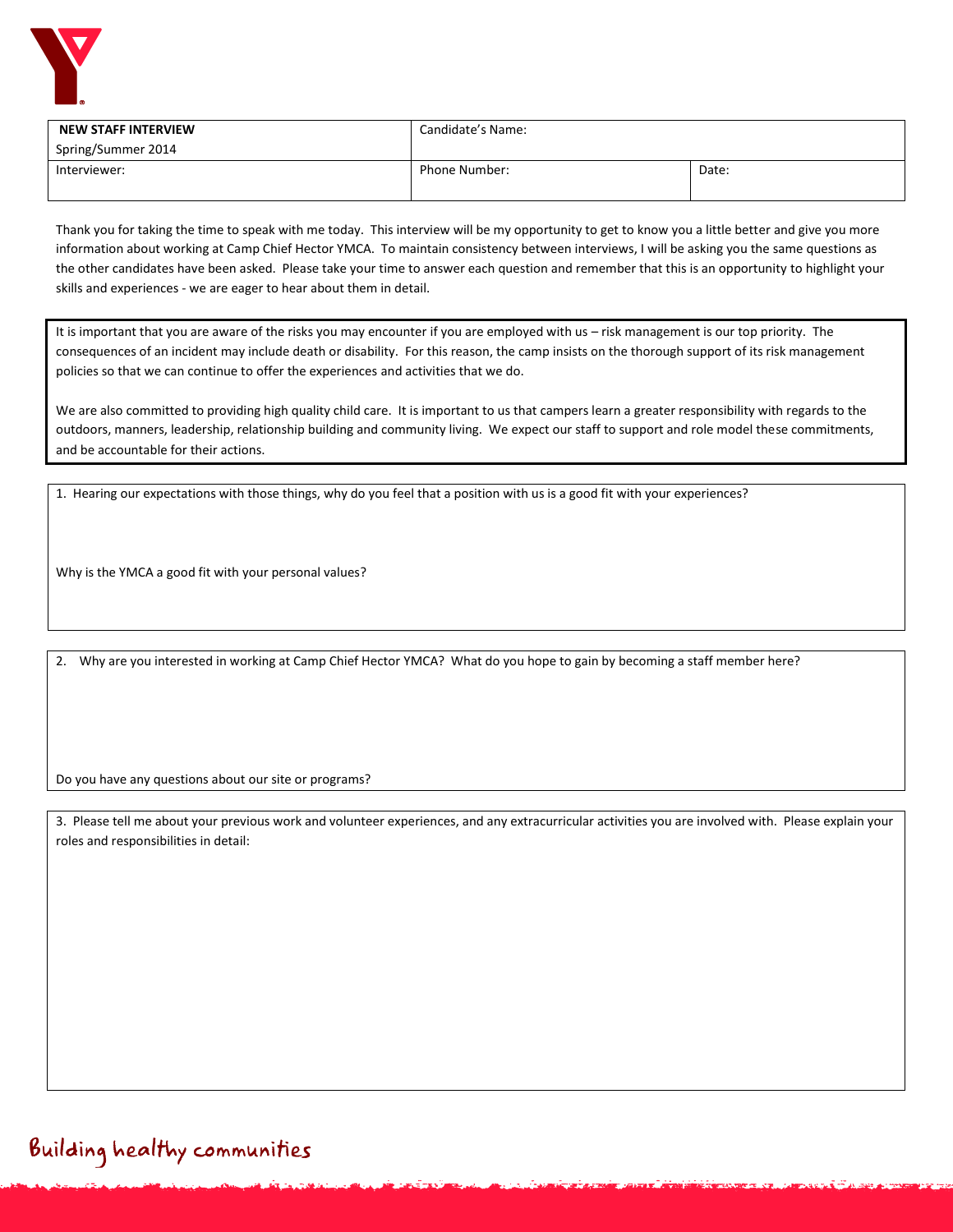| **NEW STAFF INTERVIEW**<br>Spring/Summer 2014 | Candidate's Name: | |
|---|---|---|
| Interviewer: | Phone Number: | Date: |

Thank you for taking the time to speak with me today. This interview will be my opportunity to get to know you a little better and give you more information about working at Camp Chief Hector YMCA. To maintain consistency between interviews, I will be asking you the same questions as the other candidates have been asked. Please take your time to answer each question and remember that this is an opportunity to highlight your skills and experiences - we are eager to hear about them in detail.

It is important that you are aware of the risks you may encounter if you are employed with us – risk management is our top priority. The consequences of an incident may include death or disability. For this reason, the camp insists on the thorough support of its risk management policies so that we can continue to offer the experiences and activities that we do.

We are also committed to providing high quality child care. It is important to us that campers learn a greater responsibility with regards to the outdoors, manners, leadership, relationship building and community living. We expect our staff to support and role model these commitments, and be accountable for their actions.

1. Hearing our expectations with those things, why do you feel that a position with us is a good fit with your experiences?

Why is the YMCA a good fit with your personal values?

2. Why are you interested in working at Camp Chief Hector YMCA? What do you hope to gain by becoming a staff member here?

Do you have any questions about our site or programs?

3. Please tell me about your previous work and volunteer experiences, and any extracurricular activities you are involved with. Please explain your roles and responsibilities in detail:

Building healthy communities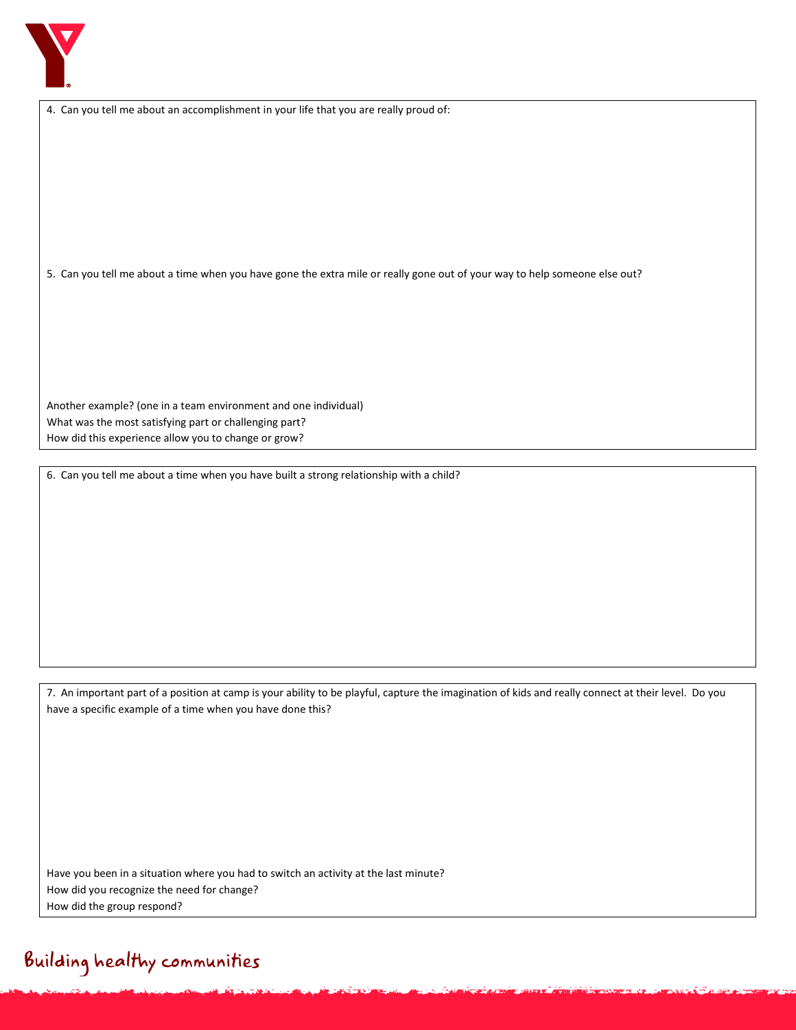4. Can you tell me about an accomplishment in your life that you are really proud of:

5. Can you tell me about a time when you have gone the extra mile or really gone out of your way to help someone else out?

Another example? (one in a team environment and one individual)
What was the most satisfying part or challenging part?
How did this experience allow you to change or grow?

6. Can you tell me about a time when you have built a strong relationship with a child?

7. An important part of a position at camp is your ability to be playful, capture the imagination of kids and really connect at their level. Do you have a specific example of a time when you have done this?

Have you been in a situation where you had to switch an activity at the last minute?
How did you recognize the need for change?
How did the group respond?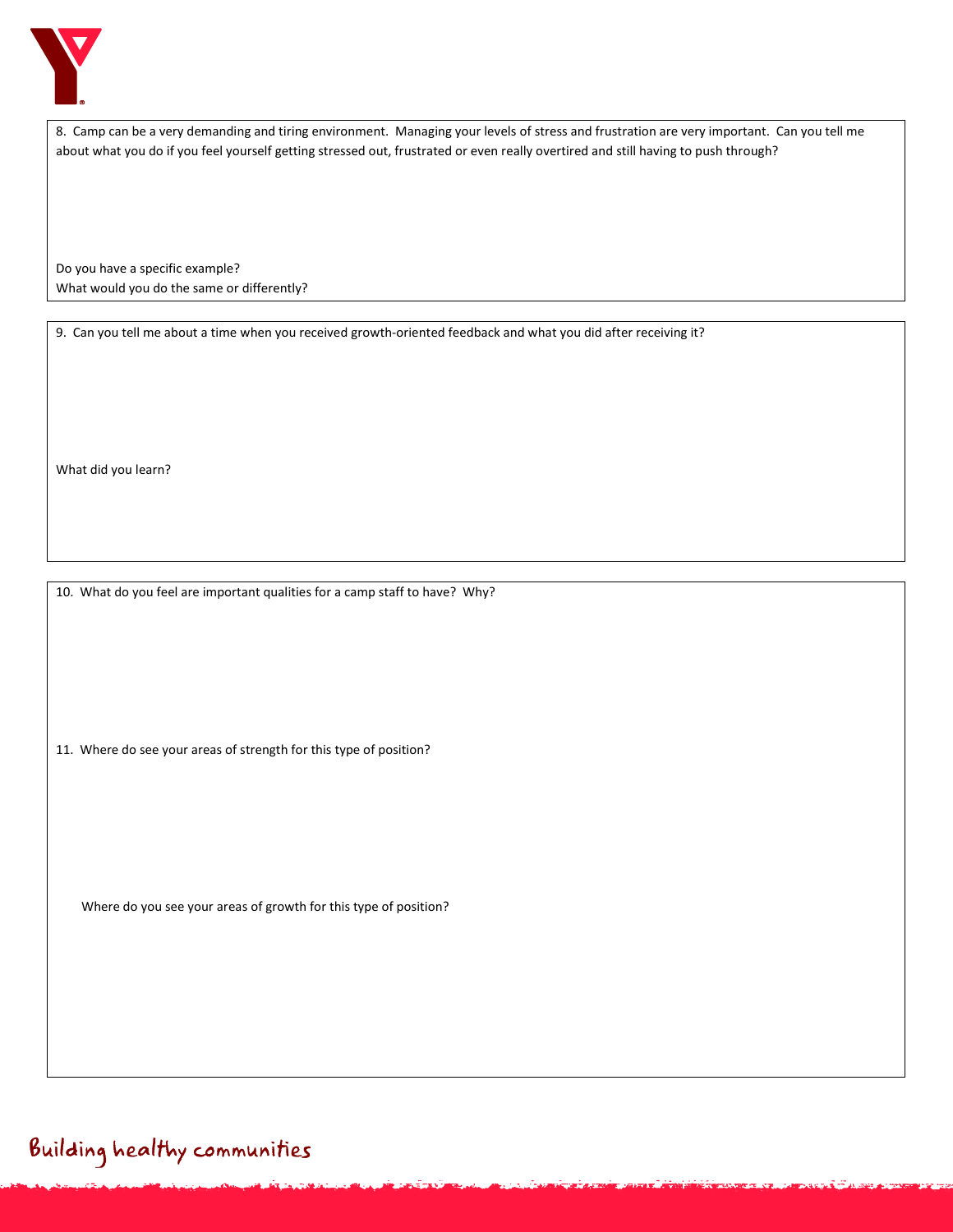8. Camp can be a very demanding and tiring environment. Managing your levels of stress and frustration are very important. Can you tell me about what you do if you feel yourself getting stressed out, frustrated or even really overtired and still having to push through?

Do you have a specific example?
What would you do the same or differently?

9. Can you tell me about a time when you received growth-oriented feedback and what you did after receiving it?

What did you learn?

10. What do you feel are important qualities for a camp staff to have? Why?

11. Where do see your areas of strength for this type of position?

Where do you see your areas of growth for this type of position?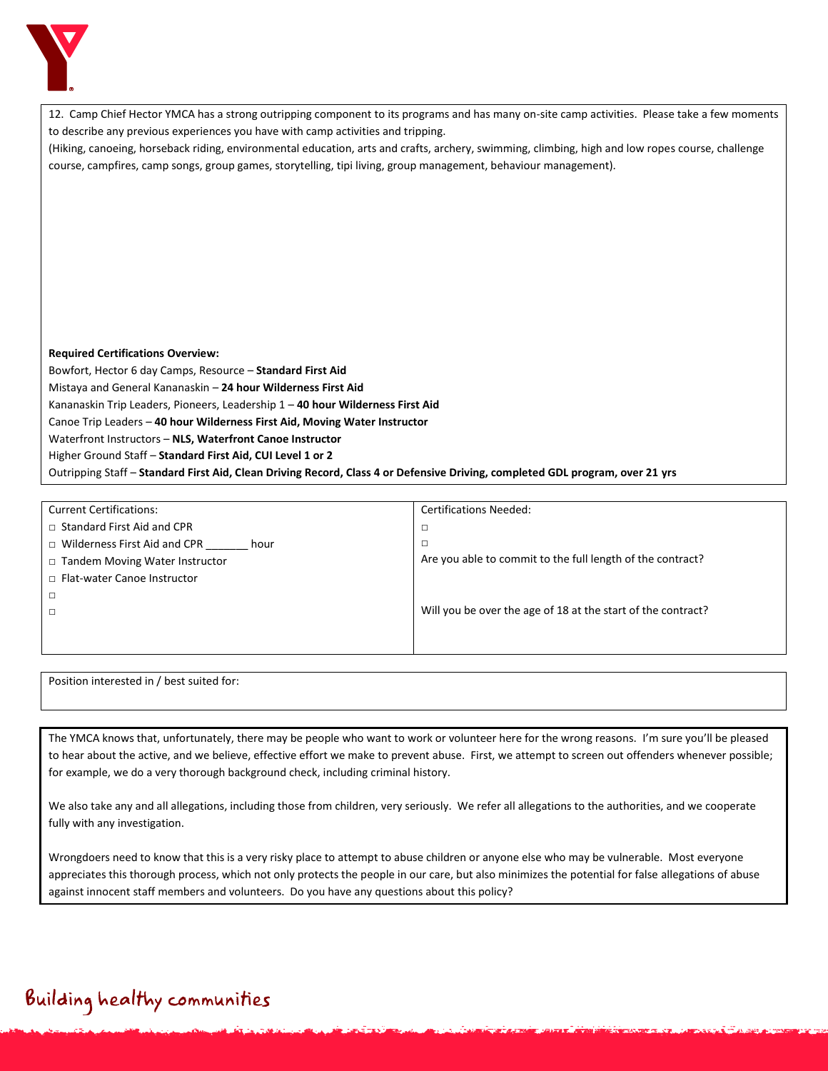12. Camp Chief Hector YMCA has a strong outripping component to its programs and has many on-site camp activities. Please take a few moments to describe any previous experiences you have with camp activities and tripping.
(Hiking, canoeing, horseback riding, environmental education, arts and crafts, archery, swimming, climbing, high and low ropes course, challenge course, campfires, camp songs, group games, storytelling, tipi living, group management, behaviour management).

**Required Certifications Overview:**
Bowfort, Hector 6 day Camps, Resource – **Standard First Aid**
Mistaya and General Kananaskin – **24 hour Wilderness First Aid**
Kananaskin Trip Leaders, Pioneers, Leadership 1 – **40 hour Wilderness First Aid**
Canoe Trip Leaders – **40 hour Wilderness First Aid, Moving Water Instructor**
Waterfront Instructors – **NLS, Waterfront Canoe Instructor**
Higher Ground Staff – **Standard First Aid, CUI Level 1 or 2**
Outripping Staff – **Standard First Aid, Clean Driving Record, Class 4 or Defensive Driving, completed GDL program, over 21 yrs**

| Current Certifications: | Certifications Needed: |
|---|---|
| □ Standard First Aid and CPR | □ |
| □ Wilderness First Aid and CPR _______ hour | □ |
| □ Tandem Moving Water Instructor | Are you able to commit to the full length of the contract? |
| □ Flat-water Canoe Instructor | |
| □ | |
| □ | Will you be over the age of 18 at the start of the contract? |

Position interested in / best suited for:

The YMCA knows that, unfortunately, there may be people who want to work or volunteer here for the wrong reasons. I'm sure you'll be pleased to hear about the active, and we believe, effective effort we make to prevent abuse. First, we attempt to screen out offenders whenever possible; for example, we do a very thorough background check, including criminal history.

We also take any and all allegations, including those from children, very seriously. We refer all allegations to the authorities, and we cooperate fully with any investigation.

Wrongdoers need to know that this is a very risky place to attempt to abuse children or anyone else who may be vulnerable. Most everyone appreciates this thorough process, which not only protects the people in our care, but also minimizes the potential for false allegations of abuse against innocent staff members and volunteers. Do you have any questions about this policy?

Building healthy communities